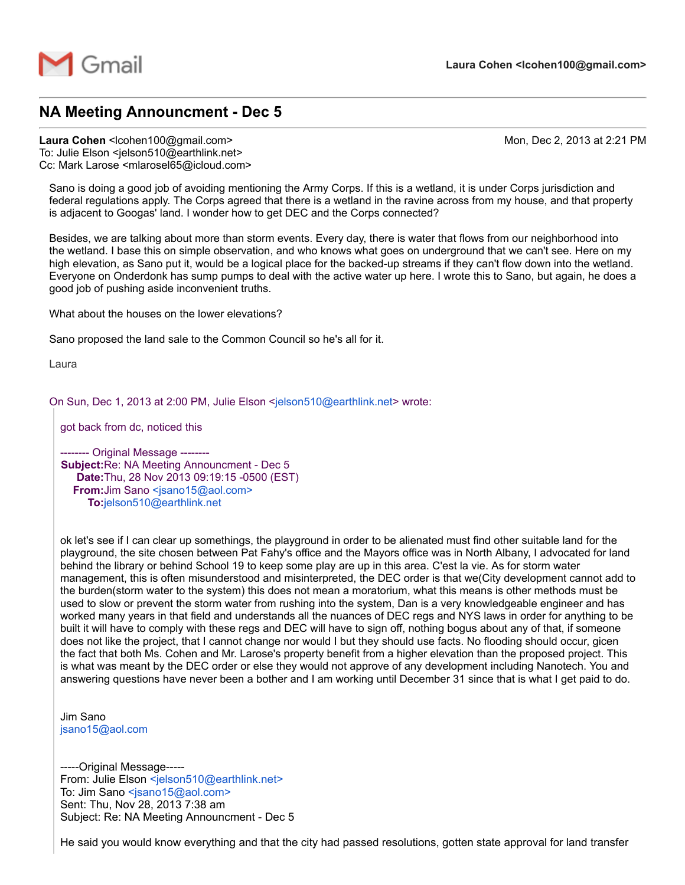Gmail

**Laura Cohen <lcohen100@gmail.com>**

## NA Meeting Announcment - Dec 5

**Laura Cohen** <lcohen100@gmail.com> Mon, Dec 2, 2013 at 2:21 PM
To: Julie Elson <jelson510@earthlink.net>
Cc: Mark Larose <mlarosel65@icloud.com>

Sano is doing a good job of avoiding mentioning the Army Corps. If this is a wetland, it is under Corps jurisdiction and federal regulations apply. The Corps agreed that there is a wetland in the ravine across from my house, and that property is adjacent to Googas' land. I wonder how to get DEC and the Corps connected?

Besides, we are talking about more than storm events. Every day, there is water that flows from our neighborhood into the wetland. I base this on simple observation, and who knows what goes on underground that we can't see. Here on my high elevation, as Sano put it, would be a logical place for the backed-up streams if they can't flow down into the wetland. Everyone on Onderdonk has sump pumps to deal with the active water up here. I wrote this to Sano, but again, he does a good job of pushing aside inconvenient truths.

What about the houses on the lower elevations?

Sano proposed the land sale to the Common Council so he's all for it.

Laura

On Sun, Dec 1, 2013 at 2:00 PM, Julie Elson <jelson510@earthlink.net> wrote:

> got back from dc, noticed this
>
> -------- Original Message --------
> **Subject:** Re: NA Meeting Announcment - Dec 5
> **Date:** Thu, 28 Nov 2013 09:19:15 -0500 (EST)
> **From:** Jim Sano <jsano15@aol.com>
> **To:** jelson510@earthlink.net
>
> ok let's see if I can clear up somethings, the playground in order to be alienated must find other suitable land for the playground, the site chosen between Pat Fahy's office and the Mayors office was in North Albany, I advocated for land behind the library or behind School 19 to keep some play are up in this area. C'est la vie. As for storm water management, this is often misunderstood and misinterpreted, the DEC order is that we(City development cannot add to the burden(storm water to the system) this does not mean a moratorium, what this means is other methods must be used to slow or prevent the storm water from rushing into the system, Dan is a very knowledgeable engineer and has worked many years in that field and understands all the nuances of DEC regs and NYS laws in order for anything to be built it will have to comply with these regs and DEC will have to sign off, nothing bogus about any of that, if someone does not like the project, that I cannot change nor would I but they should use facts. No flooding should occur, gicen the fact that both Ms. Cohen and Mr. Larose's property benefit from a higher elevation than the proposed project. This is what was meant by the DEC order or else they would not approve of any development including Nanotech. You and answering questions have never been a bother and I am working until December 31 since that is what I get paid to do.
>
> Jim Sano
> jsano15@aol.com
>
> -----Original Message-----
> From: Julie Elson <jelson510@earthlink.net>
> To: Jim Sano <jsano15@aol.com>
> Sent: Thu, Nov 28, 2013 7:38 am
> Subject: Re: NA Meeting Announcment - Dec 5
>
> He said you would know everything and that the city had passed resolutions, gotten state approval for land transfer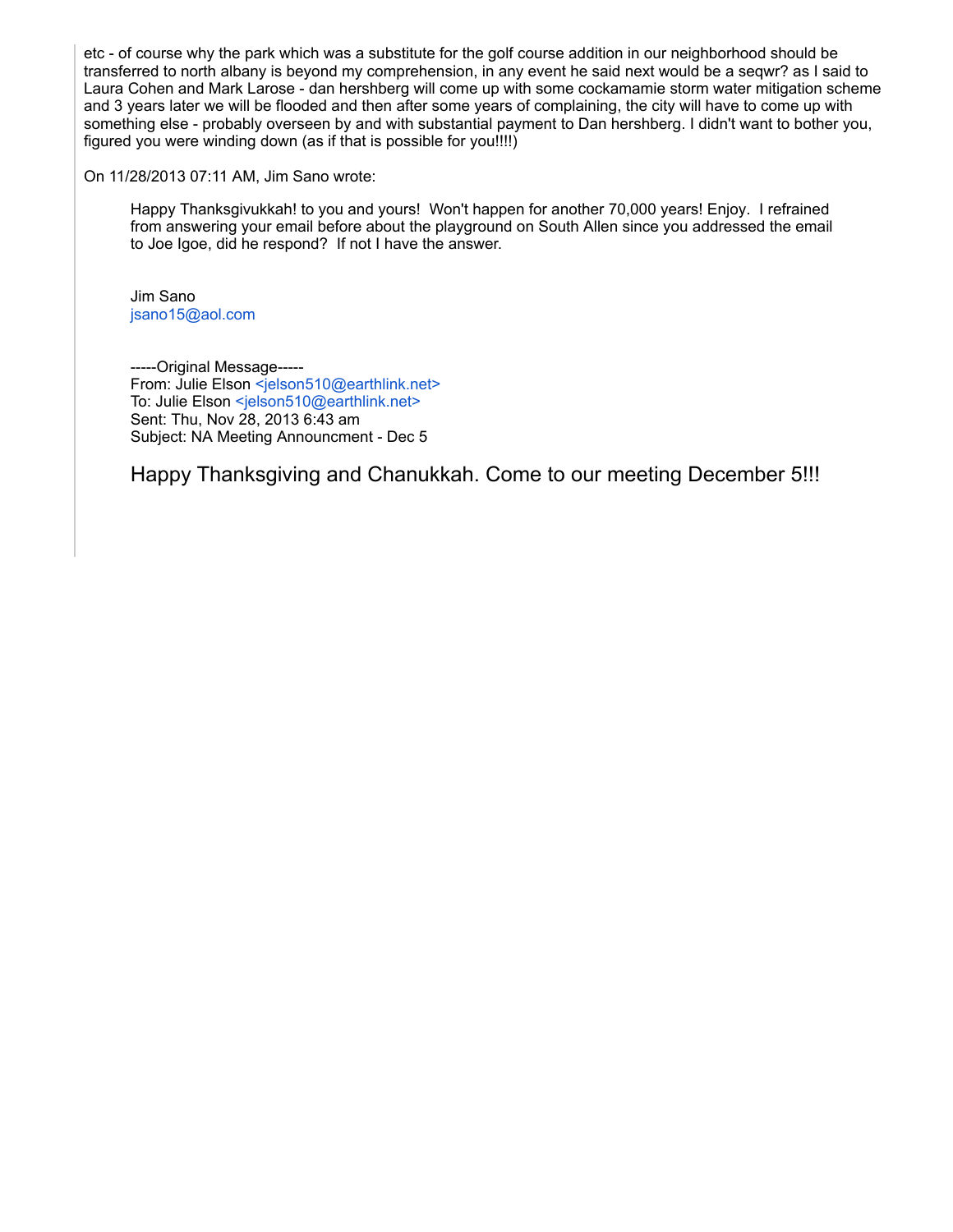etc - of course why the park which was a substitute for the golf course addition in our neighborhood should be transferred to north albany is beyond my comprehension, in any event he said next would be a seqwr? as I said to Laura Cohen and Mark Larose - dan hershberg will come up with some cockamamie storm water mitigation scheme and 3 years later we will be flooded and then after some years of complaining, the city will have to come up with something else - probably overseen by and with substantial payment to Dan hershberg. I didn't want to bother you, figured you were winding down (as if that is possible for you!!!!)

On 11/28/2013 07:11 AM, Jim Sano wrote:

> Happy Thanksgivukkah! to you and yours! Won't happen for another 70,000 years! Enjoy. I refrained from answering your email before about the playground on South Allen since you addressed the email to Joe Igoe, did he respond? If not I have the answer.
>
> Jim Sano
> jsano15@aol.com
>
> -----Original Message-----
> From: Julie Elson <jelson510@earthlink.net>
> To: Julie Elson <jelson510@earthlink.net>
> Sent: Thu, Nov 28, 2013 6:43 am
> Subject: NA Meeting Announcment - Dec 5
>
> Happy Thanksgiving and Chanukkah. Come to our meeting December 5!!!